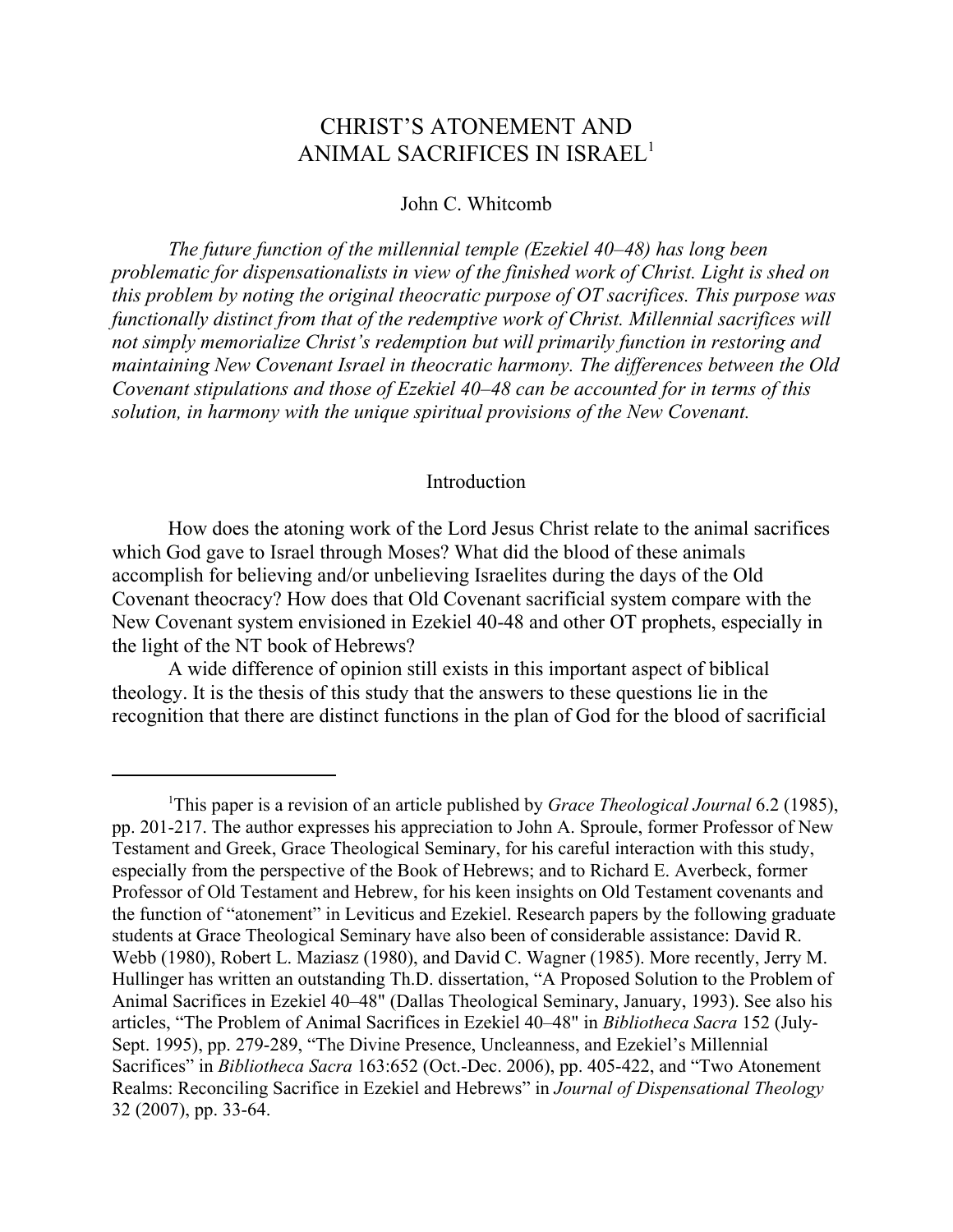# CHRIST'S ATONEMENT AND ANIMAL SACRIFICES IN ISRAEL[1]

John C. Whitcomb

*The future function of the millennial temple (Ezekiel 40–48) has long been problematic for dispensationalists in view of the finished work of Christ. Light is shed on this problem by noting the original theocratic purpose of OT sacrifices. This purpose was functionally distinct from that of the redemptive work of Christ. Millennial sacrifices will not simply memorialize Christ's redemption but will primarily function in restoring and maintaining New Covenant Israel in theocratic harmony. The differences between the Old Covenant stipulations and those of Ezekiel 40–48 can be accounted for in terms of this solution, in harmony with the unique spiritual provisions of the New Covenant.*

## Introduction

How does the atoning work of the Lord Jesus Christ relate to the animal sacrifices which God gave to Israel through Moses? What did the blood of these animals accomplish for believing and/or unbelieving Israelites during the days of the Old Covenant theocracy? How does that Old Covenant sacrificial system compare with the New Covenant system envisioned in Ezekiel 40-48 and other OT prophets, especially in the light of the NT book of Hebrews?

A wide difference of opinion still exists in this important aspect of biblical theology. It is the thesis of this study that the answers to these questions lie in the recognition that there are distinct functions in the plan of God for the blood of sacrificial

---

[1] This paper is a revision of an article published by *Grace Theological Journal* 6.2 (1985), pp. 201-217. The author expresses his appreciation to John A. Sproule, former Professor of New Testament and Greek, Grace Theological Seminary, for his careful interaction with this study, especially from the perspective of the Book of Hebrews; and to Richard E. Averbeck, former Professor of Old Testament and Hebrew, for his keen insights on Old Testament covenants and the function of "atonement" in Leviticus and Ezekiel. Research papers by the following graduate students at Grace Theological Seminary have also been of considerable assistance: David R. Webb (1980), Robert L. Maziasz (1980), and David C. Wagner (1985). More recently, Jerry M. Hullinger has written an outstanding Th.D. dissertation, "A Proposed Solution to the Problem of Animal Sacrifices in Ezekiel 40–48" (Dallas Theological Seminary, January, 1993). See also his articles, "The Problem of Animal Sacrifices in Ezekiel 40–48" in *Bibliotheca Sacra* 152 (July-Sept. 1995), pp. 279-289, "The Divine Presence, Uncleanness, and Ezekiel's Millennial Sacrifices" in *Bibliotheca Sacra* 163:652 (Oct.-Dec. 2006), pp. 405-422, and "Two Atonement Realms: Reconciling Sacrifice in Ezekiel and Hebrews" in *Journal of Dispensational Theology* 32 (2007), pp. 33-64.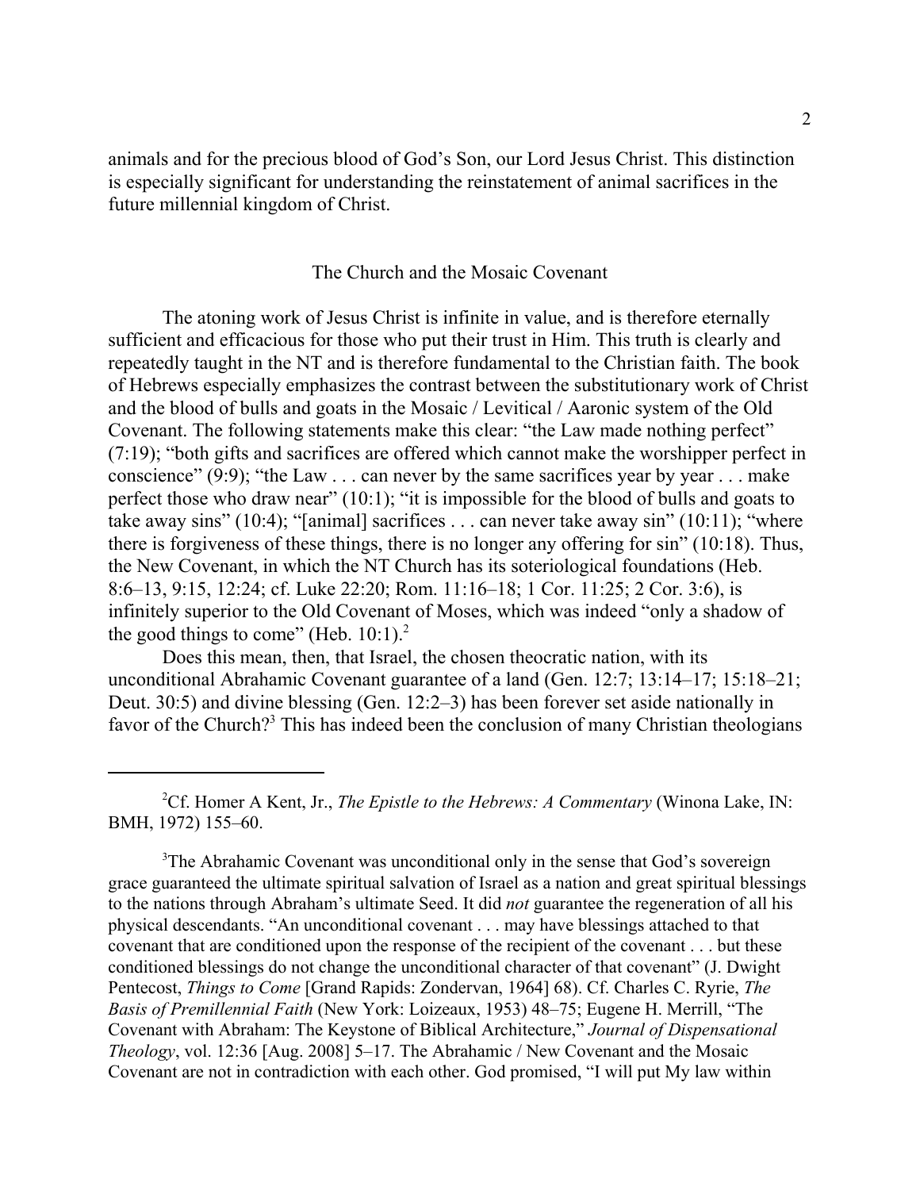animals and for the precious blood of God's Son, our Lord Jesus Christ. This distinction is especially significant for understanding the reinstatement of animal sacrifices in the future millennial kingdom of Christ.

## The Church and the Mosaic Covenant

The atoning work of Jesus Christ is infinite in value, and is therefore eternally sufficient and efficacious for those who put their trust in Him. This truth is clearly and repeatedly taught in the NT and is therefore fundamental to the Christian faith. The book of Hebrews especially emphasizes the contrast between the substitutionary work of Christ and the blood of bulls and goats in the Mosaic / Levitical / Aaronic system of the Old Covenant. The following statements make this clear: "the Law made nothing perfect" (7:19); "both gifts and sacrifices are offered which cannot make the worshipper perfect in conscience" (9:9); "the Law . . . can never by the same sacrifices year by year . . . make perfect those who draw near" (10:1); "it is impossible for the blood of bulls and goats to take away sins" (10:4); "[animal] sacrifices . . . can never take away sin" (10:11); "where there is forgiveness of these things, there is no longer any offering for sin" (10:18). Thus, the New Covenant, in which the NT Church has its soteriological foundations (Heb. 8:6–13, 9:15, 12:24; cf. Luke 22:20; Rom. 11:16–18; 1 Cor. 11:25; 2 Cor. 3:6), is infinitely superior to the Old Covenant of Moses, which was indeed "only a shadow of the good things to come" (Heb. 10:1).[2]

Does this mean, then, that Israel, the chosen theocratic nation, with its unconditional Abrahamic Covenant guarantee of a land (Gen. 12:7; 13:14–17; 15:18–21; Deut. 30:5) and divine blessing (Gen. 12:2–3) has been forever set aside nationally in favor of the Church?[3] This has indeed been the conclusion of many Christian theologians

---

[2]Cf. Homer A Kent, Jr., *The Epistle to the Hebrews: A Commentary* (Winona Lake, IN: BMH, 1972) 155–60.

[3]The Abrahamic Covenant was unconditional only in the sense that God's sovereign grace guaranteed the ultimate spiritual salvation of Israel as a nation and great spiritual blessings to the nations through Abraham's ultimate Seed. It did *not* guarantee the regeneration of all his physical descendants. "An unconditional covenant . . . may have blessings attached to that covenant that are conditioned upon the response of the recipient of the covenant . . . but these conditioned blessings do not change the unconditional character of that covenant" (J. Dwight Pentecost, *Things to Come* [Grand Rapids: Zondervan, 1964] 68). Cf. Charles C. Ryrie, *The Basis of Premillennial Faith* (New York: Loizeaux, 1953) 48–75; Eugene H. Merrill, "The Covenant with Abraham: The Keystone of Biblical Architecture," *Journal of Dispensational Theology*, vol. 12:36 [Aug. 2008] 5–17. The Abrahamic / New Covenant and the Mosaic Covenant are not in contradiction with each other. God promised, "I will put My law within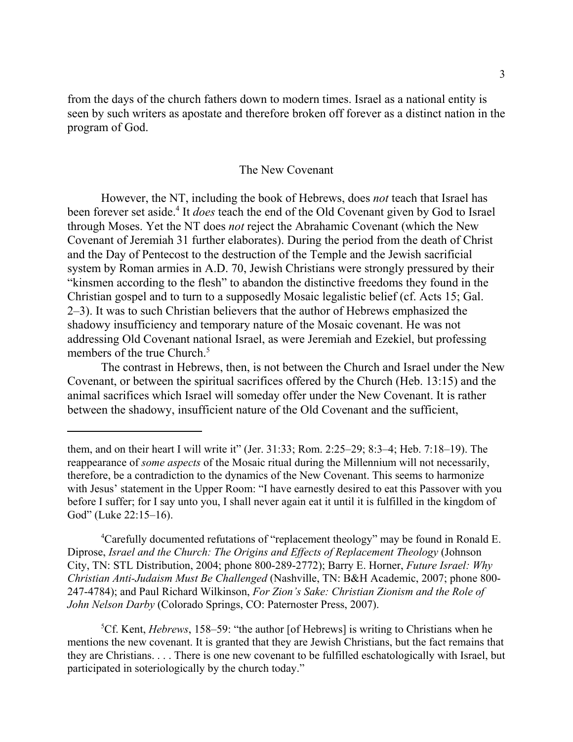from the days of the church fathers down to modern times. Israel as a national entity is seen by such writers as apostate and therefore broken off forever as a distinct nation in the program of God.

## The New Covenant

However, the NT, including the book of Hebrews, does *not* teach that Israel has been forever set aside.[4] It *does* teach the end of the Old Covenant given by God to Israel through Moses. Yet the NT does *not* reject the Abrahamic Covenant (which the New Covenant of Jeremiah 31 further elaborates). During the period from the death of Christ and the Day of Pentecost to the destruction of the Temple and the Jewish sacrificial system by Roman armies in A.D. 70, Jewish Christians were strongly pressured by their "kinsmen according to the flesh" to abandon the distinctive freedoms they found in the Christian gospel and to turn to a supposedly Mosaic legalistic belief (cf. Acts 15; Gal. 2–3). It was to such Christian believers that the author of Hebrews emphasized the shadowy insufficiency and temporary nature of the Mosaic covenant. He was not addressing Old Covenant national Israel, as were Jeremiah and Ezekiel, but professing members of the true Church.[5]

The contrast in Hebrews, then, is not between the Church and Israel under the New Covenant, or between the spiritual sacrifices offered by the Church (Heb. 13:15) and the animal sacrifices which Israel will someday offer under the New Covenant. It is rather between the shadowy, insufficient nature of the Old Covenant and the sufficient,

---

them, and on their heart I will write it" (Jer. 31:33; Rom. 2:25–29; 8:3–4; Heb. 7:18–19). The reappearance of *some aspects* of the Mosaic ritual during the Millennium will not necessarily, therefore, be a contradiction to the dynamics of the New Covenant. This seems to harmonize with Jesus' statement in the Upper Room: "I have earnestly desired to eat this Passover with you before I suffer; for I say unto you, I shall never again eat it until it is fulfilled in the kingdom of God" (Luke 22:15–16).

[4]Carefully documented refutations of "replacement theology" may be found in Ronald E. Diprose, *Israel and the Church: The Origins and Effects of Replacement Theology* (Johnson City, TN: STL Distribution, 2004; phone 800-289-2772); Barry E. Horner, *Future Israel: Why Christian Anti-Judaism Must Be Challenged* (Nashville, TN: B&H Academic, 2007; phone 800-247-4784); and Paul Richard Wilkinson, *For Zion's Sake: Christian Zionism and the Role of John Nelson Darby* (Colorado Springs, CO: Paternoster Press, 2007).

[5]Cf. Kent, *Hebrews*, 158–59: "the author [of Hebrews] is writing to Christians when he mentions the new covenant. It is granted that they are Jewish Christians, but the fact remains that they are Christians. . . . There is one new covenant to be fulfilled eschatologically with Israel, but participated in soteriologically by the church today."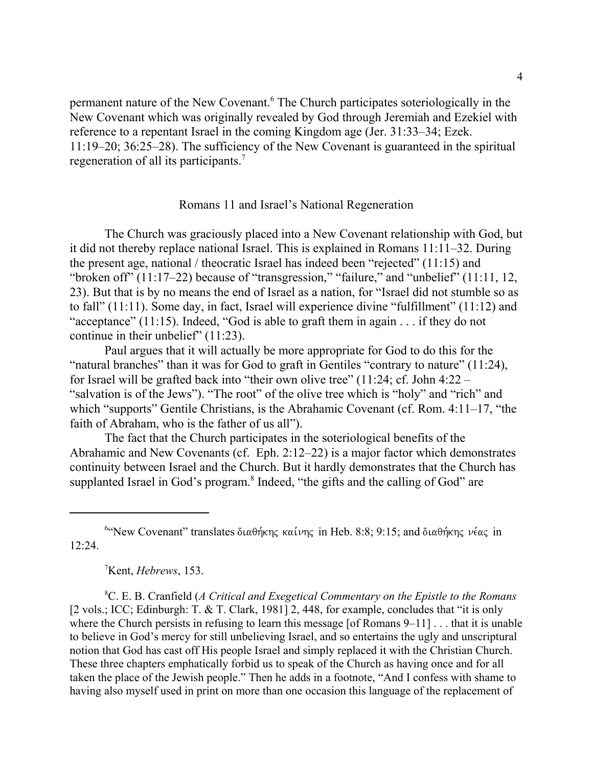permanent nature of the New Covenant.[6] The Church participates soteriologically in the New Covenant which was originally revealed by God through Jeremiah and Ezekiel with reference to a repentant Israel in the coming Kingdom age (Jer. 31:33–34; Ezek. 11:19–20; 36:25–28). The sufficiency of the New Covenant is guaranteed in the spiritual regeneration of all its participants.[7]

## Romans 11 and Israel's National Regeneration

The Church was graciously placed into a New Covenant relationship with God, but it did not thereby replace national Israel. This is explained in Romans 11:11–32. During the present age, national / theocratic Israel has indeed been "rejected" (11:15) and "broken off" (11:17–22) because of "transgression," "failure," and "unbelief" (11:11, 12, 23). But that is by no means the end of Israel as a nation, for "Israel did not stumble so as to fall" (11:11). Some day, in fact, Israel will experience divine "fulfillment" (11:12) and "acceptance" (11:15). Indeed, "God is able to graft them in again . . . if they do not continue in their unbelief" (11:23).

Paul argues that it will actually be more appropriate for God to do this for the "natural branches" than it was for God to graft in Gentiles "contrary to nature" (11:24), for Israel will be grafted back into "their own olive tree" (11:24; cf. John 4:22 – "salvation is of the Jews"). "The root" of the olive tree which is "holy" and "rich" and which "supports" Gentile Christians, is the Abrahamic Covenant (cf. Rom. 4:11–17, "the faith of Abraham, who is the father of us all").

The fact that the Church participates in the soteriological benefits of the Abrahamic and New Covenants (cf. Eph. 2:12–22) is a major factor which demonstrates continuity between Israel and the Church. But it hardly demonstrates that the Church has supplanted Israel in God's program.[8] Indeed, "the gifts and the calling of God" are

---

[6]"New Covenant" translates διαθήκης καίνης in Heb. 8:8; 9:15; and διαθήκης νέας in 12:24.

[7]Kent, *Hebrews*, 153.

[8]C. E. B. Cranfield (*A Critical and Exegetical Commentary on the Epistle to the Romans* [2 vols.; ICC; Edinburgh: T. & T. Clark, 1981] 2, 448, for example, concludes that "it is only where the Church persists in refusing to learn this message [of Romans 9–11] . . . that it is unable to believe in God's mercy for still unbelieving Israel, and so entertains the ugly and unscriptural notion that God has cast off His people Israel and simply replaced it with the Christian Church. These three chapters emphatically forbid us to speak of the Church as having once and for all taken the place of the Jewish people." Then he adds in a footnote, "And I confess with shame to having also myself used in print on more than one occasion this language of the replacement of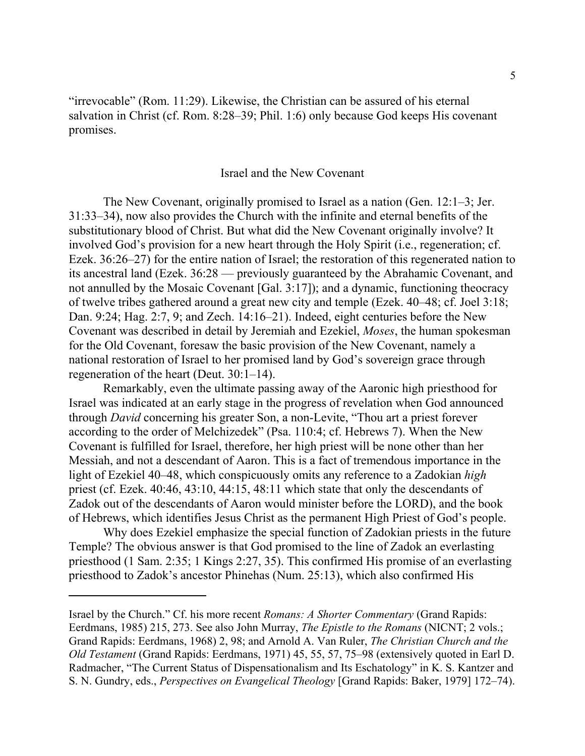"irrevocable" (Rom. 11:29). Likewise, the Christian can be assured of his eternal salvation in Christ (cf. Rom. 8:28–39; Phil. 1:6) only because God keeps His covenant promises.

## Israel and the New Covenant

The New Covenant, originally promised to Israel as a nation (Gen. 12:1–3; Jer. 31:33–34), now also provides the Church with the infinite and eternal benefits of the substitutionary blood of Christ. But what did the New Covenant originally involve? It involved God's provision for a new heart through the Holy Spirit (i.e., regeneration; cf. Ezek. 36:26–27) for the entire nation of Israel; the restoration of this regenerated nation to its ancestral land (Ezek. 36:28 — previously guaranteed by the Abrahamic Covenant, and not annulled by the Mosaic Covenant [Gal. 3:17]); and a dynamic, functioning theocracy of twelve tribes gathered around a great new city and temple (Ezek. 40–48; cf. Joel 3:18; Dan. 9:24; Hag. 2:7, 9; and Zech. 14:16–21). Indeed, eight centuries before the New Covenant was described in detail by Jeremiah and Ezekiel, *Moses*, the human spokesman for the Old Covenant, foresaw the basic provision of the New Covenant, namely a national restoration of Israel to her promised land by God's sovereign grace through regeneration of the heart (Deut. 30:1–14).

Remarkably, even the ultimate passing away of the Aaronic high priesthood for Israel was indicated at an early stage in the progress of revelation when God announced through *David* concerning his greater Son, a non-Levite, "Thou art a priest forever according to the order of Melchizedek" (Psa. 110:4; cf. Hebrews 7). When the New Covenant is fulfilled for Israel, therefore, her high priest will be none other than her Messiah, and not a descendant of Aaron. This is a fact of tremendous importance in the light of Ezekiel 40–48, which conspicuously omits any reference to a Zadokian *high* priest (cf. Ezek. 40:46, 43:10, 44:15, 48:11 which state that only the descendants of Zadok out of the descendants of Aaron would minister before the LORD), and the book of Hebrews, which identifies Jesus Christ as the permanent High Priest of God's people.

Why does Ezekiel emphasize the special function of Zadokian priests in the future Temple? The obvious answer is that God promised to the line of Zadok an everlasting priesthood (1 Sam. 2:35; 1 Kings 2:27, 35). This confirmed His promise of an everlasting priesthood to Zadok's ancestor Phinehas (Num. 25:13), which also confirmed His

---

Israel by the Church." Cf. his more recent *Romans: A Shorter Commentary* (Grand Rapids: Eerdmans, 1985) 215, 273. See also John Murray, *The Epistle to the Romans* (NICNT; 2 vols.; Grand Rapids: Eerdmans, 1968) 2, 98; and Arnold A. Van Ruler, *The Christian Church and the Old Testament* (Grand Rapids: Eerdmans, 1971) 45, 55, 57, 75–98 (extensively quoted in Earl D. Radmacher, "The Current Status of Dispensationalism and Its Eschatology" in K. S. Kantzer and S. N. Gundry, eds., *Perspectives on Evangelical Theology* [Grand Rapids: Baker, 1979] 172–74).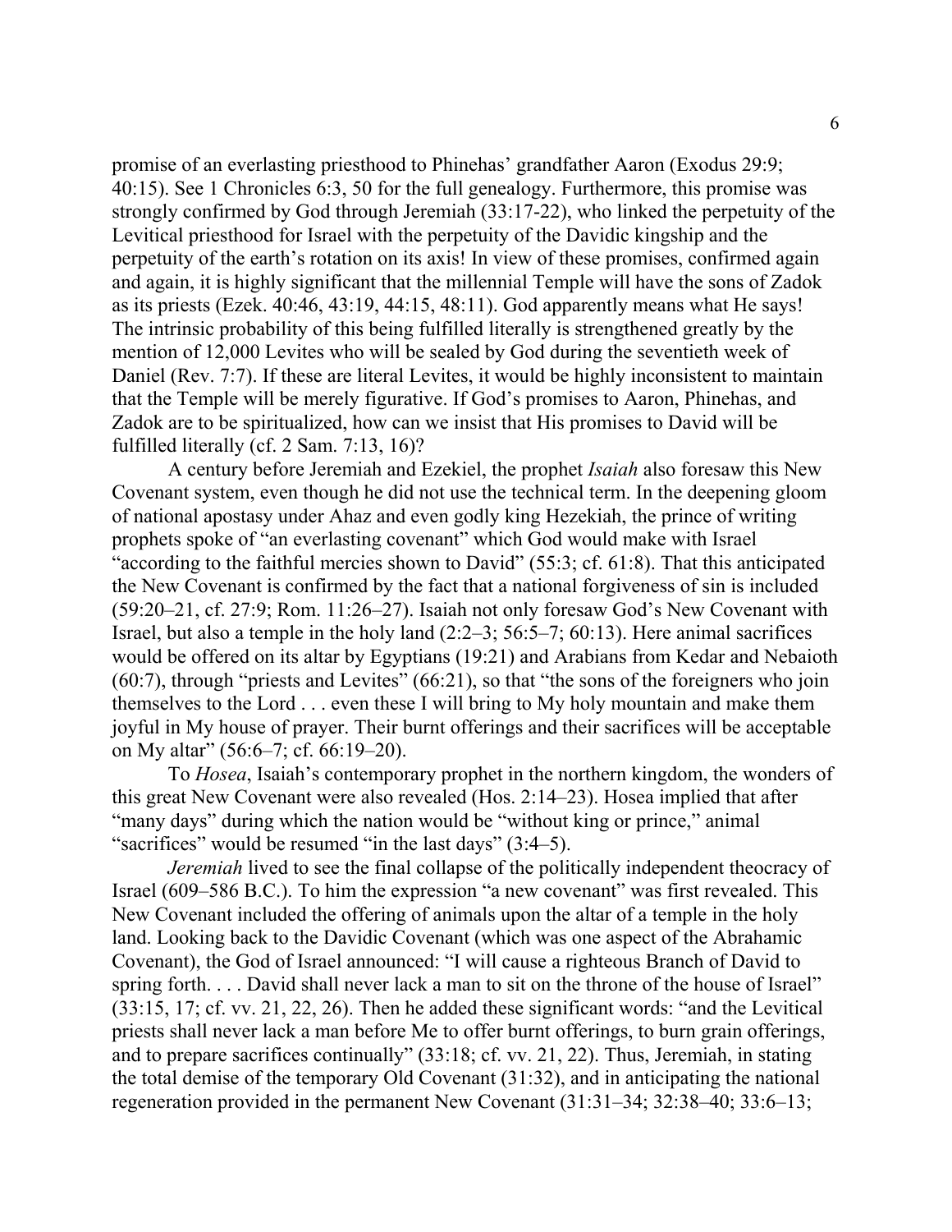promise of an everlasting priesthood to Phinehas' grandfather Aaron (Exodus 29:9; 40:15). See 1 Chronicles 6:3, 50 for the full genealogy. Furthermore, this promise was strongly confirmed by God through Jeremiah (33:17-22), who linked the perpetuity of the Levitical priesthood for Israel with the perpetuity of the Davidic kingship and the perpetuity of the earth's rotation on its axis! In view of these promises, confirmed again and again, it is highly significant that the millennial Temple will have the sons of Zadok as its priests (Ezek. 40:46, 43:19, 44:15, 48:11). God apparently means what He says! The intrinsic probability of this being fulfilled literally is strengthened greatly by the mention of 12,000 Levites who will be sealed by God during the seventieth week of Daniel (Rev. 7:7). If these are literal Levites, it would be highly inconsistent to maintain that the Temple will be merely figurative. If God's promises to Aaron, Phinehas, and Zadok are to be spiritualized, how can we insist that His promises to David will be fulfilled literally (cf. 2 Sam. 7:13, 16)?

A century before Jeremiah and Ezekiel, the prophet *Isaiah* also foresaw this New Covenant system, even though he did not use the technical term. In the deepening gloom of national apostasy under Ahaz and even godly king Hezekiah, the prince of writing prophets spoke of "an everlasting covenant" which God would make with Israel "according to the faithful mercies shown to David" (55:3; cf. 61:8). That this anticipated the New Covenant is confirmed by the fact that a national forgiveness of sin is included (59:20–21, cf. 27:9; Rom. 11:26–27). Isaiah not only foresaw God's New Covenant with Israel, but also a temple in the holy land (2:2–3; 56:5–7; 60:13). Here animal sacrifices would be offered on its altar by Egyptians (19:21) and Arabians from Kedar and Nebaioth (60:7), through "priests and Levites" (66:21), so that "the sons of the foreigners who join themselves to the Lord . . . even these I will bring to My holy mountain and make them joyful in My house of prayer. Their burnt offerings and their sacrifices will be acceptable on My altar" (56:6–7; cf. 66:19–20).

To *Hosea*, Isaiah's contemporary prophet in the northern kingdom, the wonders of this great New Covenant were also revealed (Hos. 2:14–23). Hosea implied that after "many days" during which the nation would be "without king or prince," animal "sacrifices" would be resumed "in the last days" (3:4–5).

*Jeremiah* lived to see the final collapse of the politically independent theocracy of Israel (609–586 B.C.). To him the expression "a new covenant" was first revealed. This New Covenant included the offering of animals upon the altar of a temple in the holy land. Looking back to the Davidic Covenant (which was one aspect of the Abrahamic Covenant), the God of Israel announced: "I will cause a righteous Branch of David to spring forth. . . . David shall never lack a man to sit on the throne of the house of Israel" (33:15, 17; cf. vv. 21, 22, 26). Then he added these significant words: "and the Levitical priests shall never lack a man before Me to offer burnt offerings, to burn grain offerings, and to prepare sacrifices continually" (33:18; cf. vv. 21, 22). Thus, Jeremiah, in stating the total demise of the temporary Old Covenant (31:32), and in anticipating the national regeneration provided in the permanent New Covenant (31:31–34; 32:38–40; 33:6–13;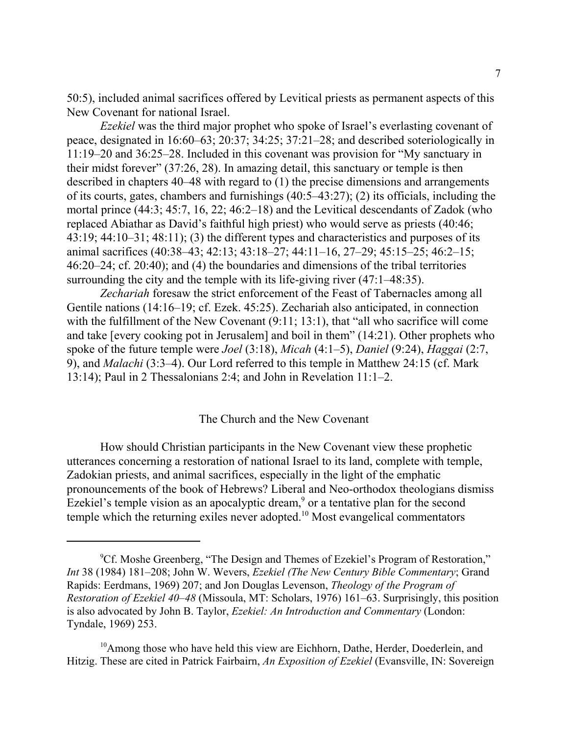50:5), included animal sacrifices offered by Levitical priests as permanent aspects of this New Covenant for national Israel.

*Ezekiel* was the third major prophet who spoke of Israel's everlasting covenant of peace, designated in 16:60–63; 20:37; 34:25; 37:21–28; and described soteriologically in 11:19–20 and 36:25–28. Included in this covenant was provision for "My sanctuary in their midst forever" (37:26, 28). In amazing detail, this sanctuary or temple is then described in chapters 40–48 with regard to (1) the precise dimensions and arrangements of its courts, gates, chambers and furnishings (40:5–43:27); (2) its officials, including the mortal prince (44:3; 45:7, 16, 22; 46:2–18) and the Levitical descendants of Zadok (who replaced Abiathar as David's faithful high priest) who would serve as priests (40:46; 43:19; 44:10–31; 48:11); (3) the different types and characteristics and purposes of its animal sacrifices (40:38–43; 42:13; 43:18–27; 44:11–16, 27–29; 45:15–25; 46:2–15; 46:20–24; cf. 20:40); and (4) the boundaries and dimensions of the tribal territories surrounding the city and the temple with its life-giving river (47:1–48:35).

*Zechariah* foresaw the strict enforcement of the Feast of Tabernacles among all Gentile nations (14:16–19; cf. Ezek. 45:25). Zechariah also anticipated, in connection with the fulfillment of the New Covenant (9:11; 13:1), that "all who sacrifice will come and take [every cooking pot in Jerusalem] and boil in them" (14:21). Other prophets who spoke of the future temple were *Joel* (3:18), *Micah* (4:1–5), *Daniel* (9:24), *Haggai* (2:7, 9), and *Malachi* (3:3–4). Our Lord referred to this temple in Matthew 24:15 (cf. Mark 13:14); Paul in 2 Thessalonians 2:4; and John in Revelation 11:1–2.

## The Church and the New Covenant

How should Christian participants in the New Covenant view these prophetic utterances concerning a restoration of national Israel to its land, complete with temple, Zadokian priests, and animal sacrifices, especially in the light of the emphatic pronouncements of the book of Hebrews? Liberal and Neo-orthodox theologians dismiss Ezekiel's temple vision as an apocalyptic dream,[9] or a tentative plan for the second temple which the returning exiles never adopted.[10] Most evangelical commentators

---

[9]Cf. Moshe Greenberg, "The Design and Themes of Ezekiel's Program of Restoration," *Int* 38 (1984) 181–208; John W. Wevers, *Ezekiel (The New Century Bible Commentary*; Grand Rapids: Eerdmans, 1969) 207; and Jon Douglas Levenson, *Theology of the Program of Restoration of Ezekiel 40–48* (Missoula, MT: Scholars, 1976) 161–63. Surprisingly, this position is also advocated by John B. Taylor, *Ezekiel: An Introduction and Commentary* (London: Tyndale, 1969) 253.

[10]Among those who have held this view are Eichhorn, Dathe, Herder, Doederlein, and Hitzig. These are cited in Patrick Fairbairn, *An Exposition of Ezekiel* (Evansville, IN: Sovereign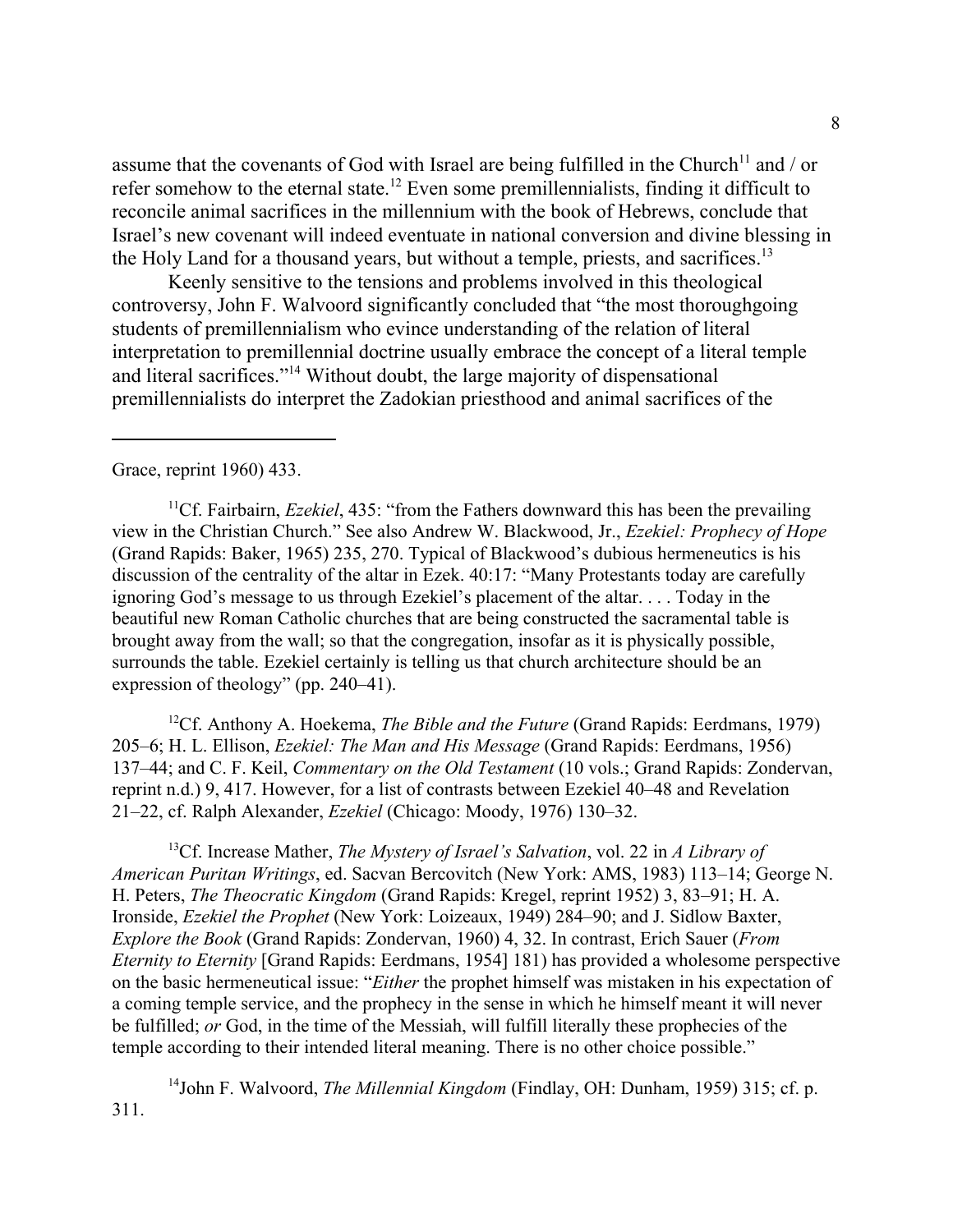assume that the covenants of God with Israel are being fulfilled in the Church[11] and / or refer somehow to the eternal state.[12] Even some premillennialists, finding it difficult to reconcile animal sacrifices in the millennium with the book of Hebrews, conclude that Israel's new covenant will indeed eventuate in national conversion and divine blessing in the Holy Land for a thousand years, but without a temple, priests, and sacrifices.[13]

Keenly sensitive to the tensions and problems involved in this theological controversy, John F. Walvoord significantly concluded that "the most thoroughgoing students of premillennialism who evince understanding of the relation of literal interpretation to premillennial doctrine usually embrace the concept of a literal temple and literal sacrifices."[14] Without doubt, the large majority of dispensational premillennialists do interpret the Zadokian priesthood and animal sacrifices of the

---

Grace, reprint 1960) 433.

[11]Cf. Fairbairn, *Ezekiel*, 435: "from the Fathers downward this has been the prevailing view in the Christian Church." See also Andrew W. Blackwood, Jr., *Ezekiel: Prophecy of Hope* (Grand Rapids: Baker, 1965) 235, 270. Typical of Blackwood's dubious hermeneutics is his discussion of the centrality of the altar in Ezek. 40:17: "Many Protestants today are carefully ignoring God's message to us through Ezekiel's placement of the altar. . . . Today in the beautiful new Roman Catholic churches that are being constructed the sacramental table is brought away from the wall; so that the congregation, insofar as it is physically possible, surrounds the table. Ezekiel certainly is telling us that church architecture should be an expression of theology" (pp. 240–41).

[12]Cf. Anthony A. Hoekema, *The Bible and the Future* (Grand Rapids: Eerdmans, 1979) 205–6; H. L. Ellison, *Ezekiel: The Man and His Message* (Grand Rapids: Eerdmans, 1956) 137–44; and C. F. Keil, *Commentary on the Old Testament* (10 vols.; Grand Rapids: Zondervan, reprint n.d.) 9, 417. However, for a list of contrasts between Ezekiel 40–48 and Revelation 21–22, cf. Ralph Alexander, *Ezekiel* (Chicago: Moody, 1976) 130–32.

[13]Cf. Increase Mather, *The Mystery of Israel's Salvation*, vol. 22 in *A Library of American Puritan Writings*, ed. Sacvan Bercovitch (New York: AMS, 1983) 113–14; George N. H. Peters, *The Theocratic Kingdom* (Grand Rapids: Kregel, reprint 1952) 3, 83–91; H. A. Ironside, *Ezekiel the Prophet* (New York: Loizeaux, 1949) 284–90; and J. Sidlow Baxter, *Explore the Book* (Grand Rapids: Zondervan, 1960) 4, 32. In contrast, Erich Sauer (*From Eternity to Eternity* [Grand Rapids: Eerdmans, 1954] 181) has provided a wholesome perspective on the basic hermeneutical issue: "*Either* the prophet himself was mistaken in his expectation of a coming temple service, and the prophecy in the sense in which he himself meant it will never be fulfilled; *or* God, in the time of the Messiah, will fulfill literally these prophecies of the temple according to their intended literal meaning. There is no other choice possible."

[14]John F. Walvoord, *The Millennial Kingdom* (Findlay, OH: Dunham, 1959) 315; cf. p. 311.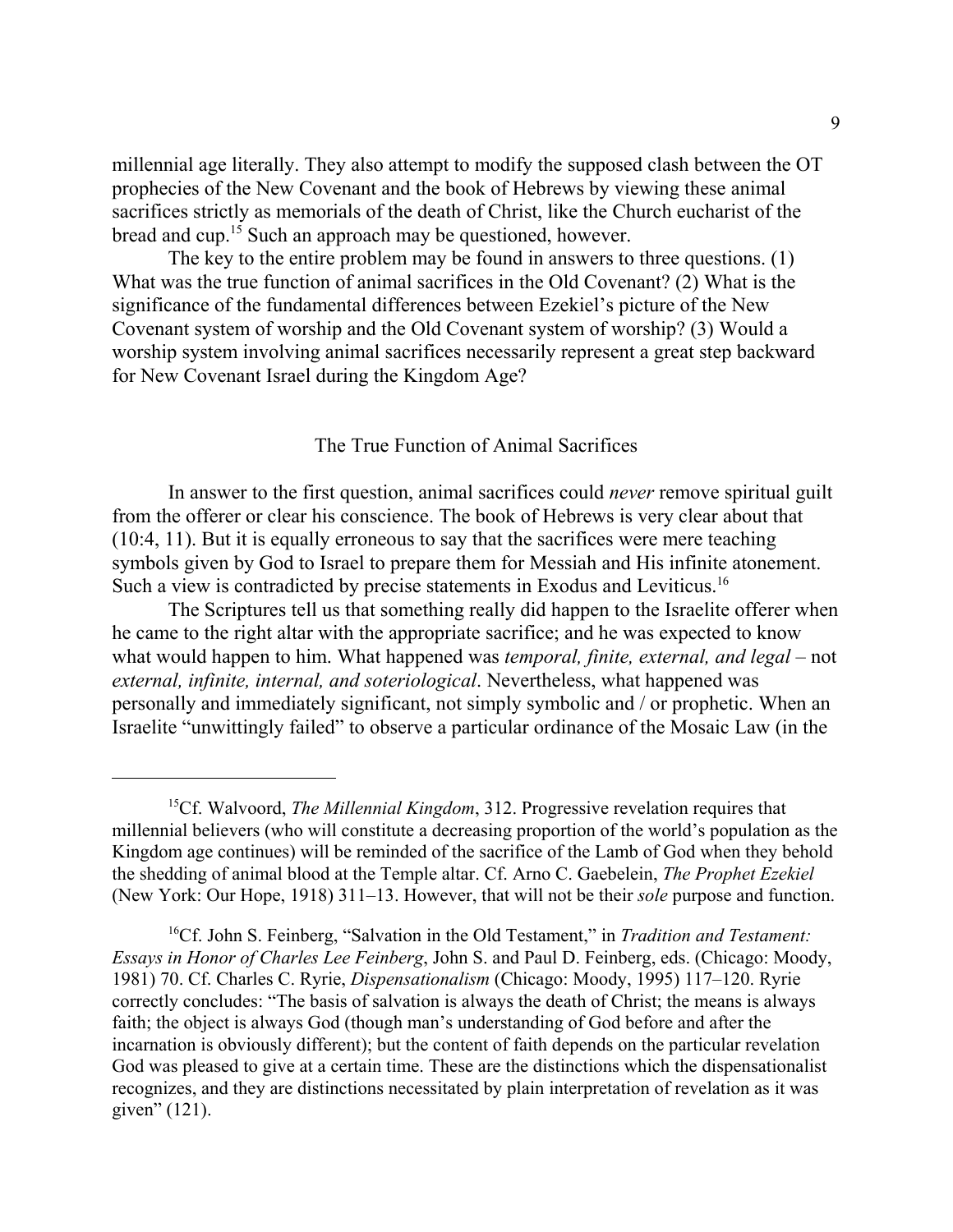millennial age literally. They also attempt to modify the supposed clash between the OT prophecies of the New Covenant and the book of Hebrews by viewing these animal sacrifices strictly as memorials of the death of Christ, like the Church eucharist of the bread and cup.[15] Such an approach may be questioned, however.

The key to the entire problem may be found in answers to three questions. (1) What was the true function of animal sacrifices in the Old Covenant? (2) What is the significance of the fundamental differences between Ezekiel's picture of the New Covenant system of worship and the Old Covenant system of worship? (3) Would a worship system involving animal sacrifices necessarily represent a great step backward for New Covenant Israel during the Kingdom Age?

## The True Function of Animal Sacrifices

In answer to the first question, animal sacrifices could *never* remove spiritual guilt from the offerer or clear his conscience. The book of Hebrews is very clear about that (10:4, 11). But it is equally erroneous to say that the sacrifices were mere teaching symbols given by God to Israel to prepare them for Messiah and His infinite atonement. Such a view is contradicted by precise statements in Exodus and Leviticus.[16]

The Scriptures tell us that something really did happen to the Israelite offerer when he came to the right altar with the appropriate sacrifice; and he was expected to know what would happen to him. What happened was *temporal, finite, external, and legal* – not *external, infinite, internal, and soteriological*. Nevertheless, what happened was personally and immediately significant, not simply symbolic and / or prophetic. When an Israelite "unwittingly failed" to observe a particular ordinance of the Mosaic Law (in the

---

[15]Cf. Walvoord, *The Millennial Kingdom*, 312. Progressive revelation requires that millennial believers (who will constitute a decreasing proportion of the world's population as the Kingdom age continues) will be reminded of the sacrifice of the Lamb of God when they behold the shedding of animal blood at the Temple altar. Cf. Arno C. Gaebelein, *The Prophet Ezekiel* (New York: Our Hope, 1918) 311–13. However, that will not be their *sole* purpose and function.

[16]Cf. John S. Feinberg, "Salvation in the Old Testament," in *Tradition and Testament: Essays in Honor of Charles Lee Feinberg*, John S. and Paul D. Feinberg, eds. (Chicago: Moody, 1981) 70. Cf. Charles C. Ryrie, *Dispensationalism* (Chicago: Moody, 1995) 117–120. Ryrie correctly concludes: "The basis of salvation is always the death of Christ; the means is always faith; the object is always God (though man's understanding of God before and after the incarnation is obviously different); but the content of faith depends on the particular revelation God was pleased to give at a certain time. These are the distinctions which the dispensationalist recognizes, and they are distinctions necessitated by plain interpretation of revelation as it was given" (121).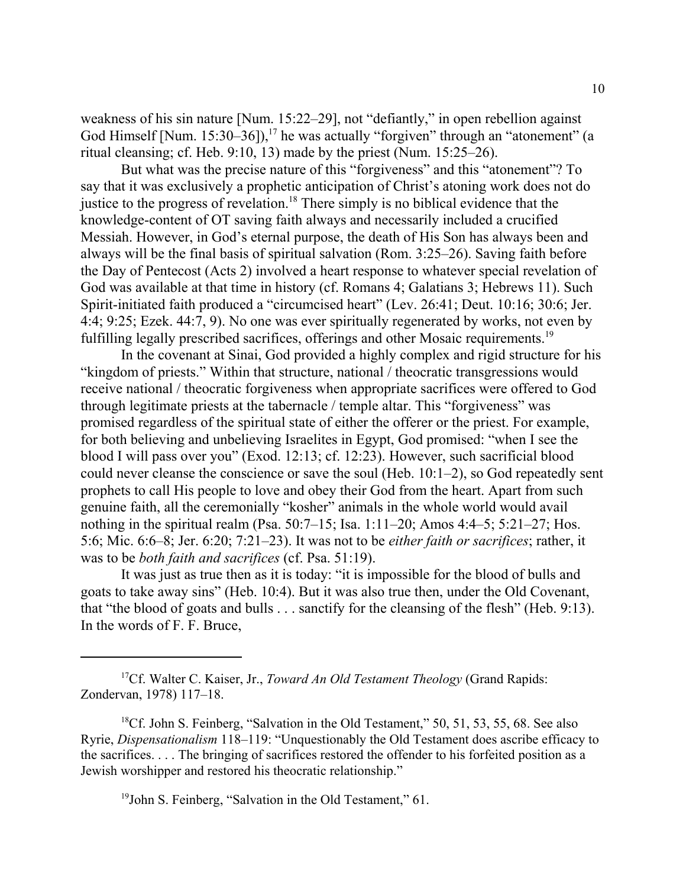weakness of his sin nature [Num. 15:22–29], not "defiantly," in open rebellion against God Himself [Num. 15:30–36]),[17] he was actually "forgiven" through an "atonement" (a ritual cleansing; cf. Heb. 9:10, 13) made by the priest (Num. 15:25–26).

But what was the precise nature of this "forgiveness" and this "atonement"? To say that it was exclusively a prophetic anticipation of Christ's atoning work does not do justice to the progress of revelation.[18] There simply is no biblical evidence that the knowledge-content of OT saving faith always and necessarily included a crucified Messiah. However, in God's eternal purpose, the death of His Son has always been and always will be the final basis of spiritual salvation (Rom. 3:25–26). Saving faith before the Day of Pentecost (Acts 2) involved a heart response to whatever special revelation of God was available at that time in history (cf. Romans 4; Galatians 3; Hebrews 11). Such Spirit-initiated faith produced a "circumcised heart" (Lev. 26:41; Deut. 10:16; 30:6; Jer. 4:4; 9:25; Ezek. 44:7, 9). No one was ever spiritually regenerated by works, not even by fulfilling legally prescribed sacrifices, offerings and other Mosaic requirements.[19]

In the covenant at Sinai, God provided a highly complex and rigid structure for his "kingdom of priests." Within that structure, national / theocratic transgressions would receive national / theocratic forgiveness when appropriate sacrifices were offered to God through legitimate priests at the tabernacle / temple altar. This "forgiveness" was promised regardless of the spiritual state of either the offerer or the priest. For example, for both believing and unbelieving Israelites in Egypt, God promised: "when I see the blood I will pass over you" (Exod. 12:13; cf. 12:23). However, such sacrificial blood could never cleanse the conscience or save the soul (Heb. 10:1–2), so God repeatedly sent prophets to call His people to love and obey their God from the heart. Apart from such genuine faith, all the ceremonially "kosher" animals in the whole world would avail nothing in the spiritual realm (Psa. 50:7–15; Isa. 1:11–20; Amos 4:4–5; 5:21–27; Hos. 5:6; Mic. 6:6–8; Jer. 6:20; 7:21–23). It was not to be *either faith or sacrifices*; rather, it was to be *both faith and sacrifices* (cf. Psa. 51:19).

It was just as true then as it is today: "it is impossible for the blood of bulls and goats to take away sins" (Heb. 10:4). But it was also true then, under the Old Covenant, that "the blood of goats and bulls . . . sanctify for the cleansing of the flesh" (Heb. 9:13). In the words of F. F. Bruce,

---

[17]Cf. Walter C. Kaiser, Jr., *Toward An Old Testament Theology* (Grand Rapids: Zondervan, 1978) 117–18.

[18]Cf. John S. Feinberg, "Salvation in the Old Testament," 50, 51, 53, 55, 68. See also Ryrie, *Dispensationalism* 118–119: "Unquestionably the Old Testament does ascribe efficacy to the sacrifices. . . . The bringing of sacrifices restored the offender to his forfeited position as a Jewish worshipper and restored his theocratic relationship."

[19]John S. Feinberg, "Salvation in the Old Testament," 61.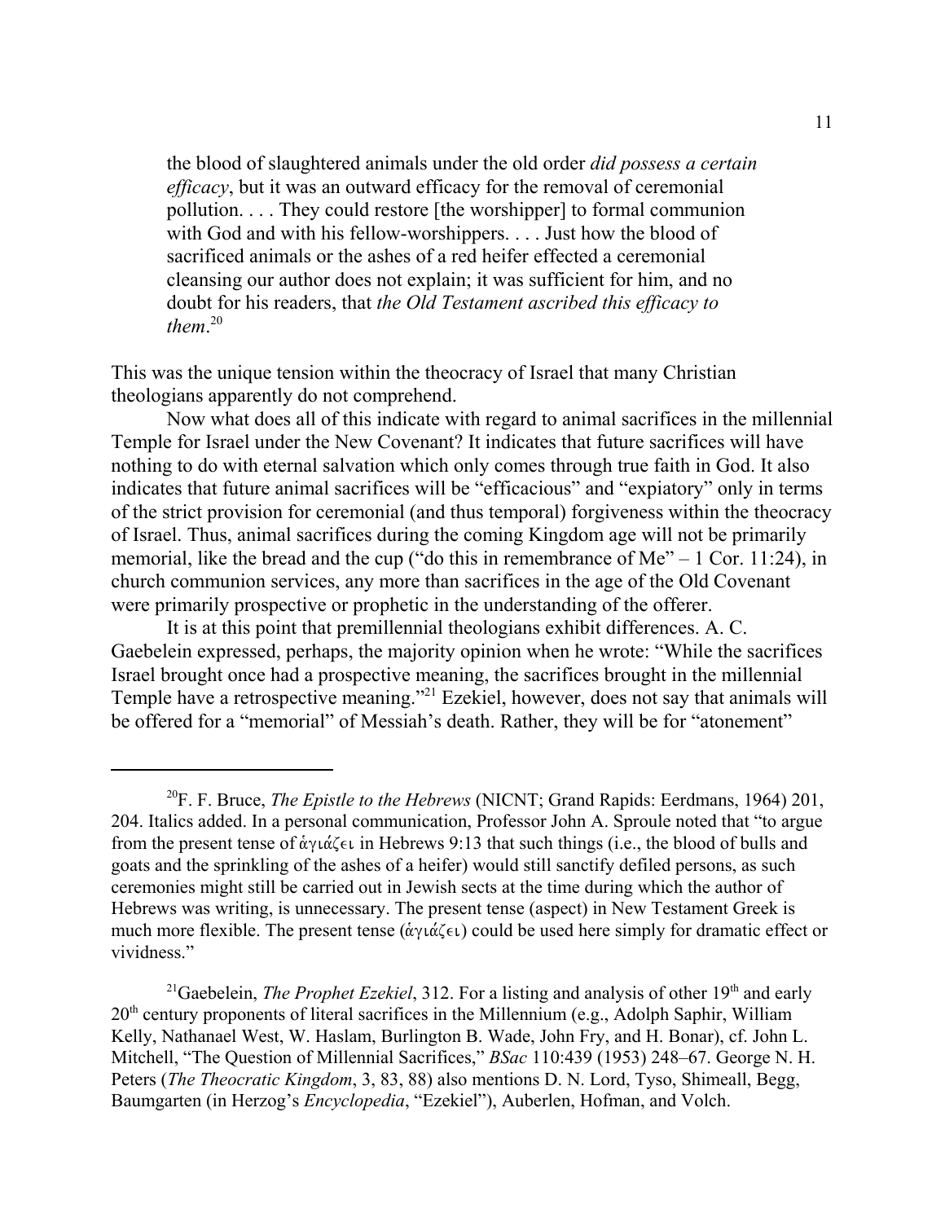> the blood of slaughtered animals under the old order *did possess a certain efficacy*, but it was an outward efficacy for the removal of ceremonial pollution. . . . They could restore [the worshipper] to formal communion with God and with his fellow-worshippers. . . . Just how the blood of sacrificed animals or the ashes of a red heifer effected a ceremonial cleansing our author does not explain; it was sufficient for him, and no doubt for his readers, that *the Old Testament ascribed this efficacy to them*.[20]

This was the unique tension within the theocracy of Israel that many Christian theologians apparently do not comprehend.

Now what does all of this indicate with regard to animal sacrifices in the millennial Temple for Israel under the New Covenant? It indicates that future sacrifices will have nothing to do with eternal salvation which only comes through true faith in God. It also indicates that future animal sacrifices will be "efficacious" and "expiatory" only in terms of the strict provision for ceremonial (and thus temporal) forgiveness within the theocracy of Israel. Thus, animal sacrifices during the coming Kingdom age will not be primarily memorial, like the bread and the cup ("do this in remembrance of Me" – 1 Cor. 11:24), in church communion services, any more than sacrifices in the age of the Old Covenant were primarily prospective or prophetic in the understanding of the offerer.

It is at this point that premillennial theologians exhibit differences. A. C. Gaebelein expressed, perhaps, the majority opinion when he wrote: "While the sacrifices Israel brought once had a prospective meaning, the sacrifices brought in the millennial Temple have a retrospective meaning."[21] Ezekiel, however, does not say that animals will be offered for a "memorial" of Messiah's death. Rather, they will be for "atonement"

---

[20]F. F. Bruce, *The Epistle to the Hebrews* (NICNT; Grand Rapids: Eerdmans, 1964) 201, 204. Italics added. In a personal communication, Professor John A. Sproule noted that "to argue from the present tense of ἁγιάζει in Hebrews 9:13 that such things (i.e., the blood of bulls and goats and the sprinkling of the ashes of a heifer) would still sanctify defiled persons, as such ceremonies might still be carried out in Jewish sects at the time during which the author of Hebrews was writing, is unnecessary. The present tense (aspect) in New Testament Greek is much more flexible. The present tense (ἁγιάζει) could be used here simply for dramatic effect or vividness."

[21]Gaebelein, *The Prophet Ezekiel*, 312. For a listing and analysis of other 19th and early 20th century proponents of literal sacrifices in the Millennium (e.g., Adolph Saphir, William Kelly, Nathanael West, W. Haslam, Burlington B. Wade, John Fry, and H. Bonar), cf. John L. Mitchell, "The Question of Millennial Sacrifices," *BSac* 110:439 (1953) 248–67. George N. H. Peters (*The Theocratic Kingdom*, 3, 83, 88) also mentions D. N. Lord, Tyso, Shimeall, Begg, Baumgarten (in Herzog's *Encyclopedia*, "Ezekiel"), Auberlen, Hofman, and Volch.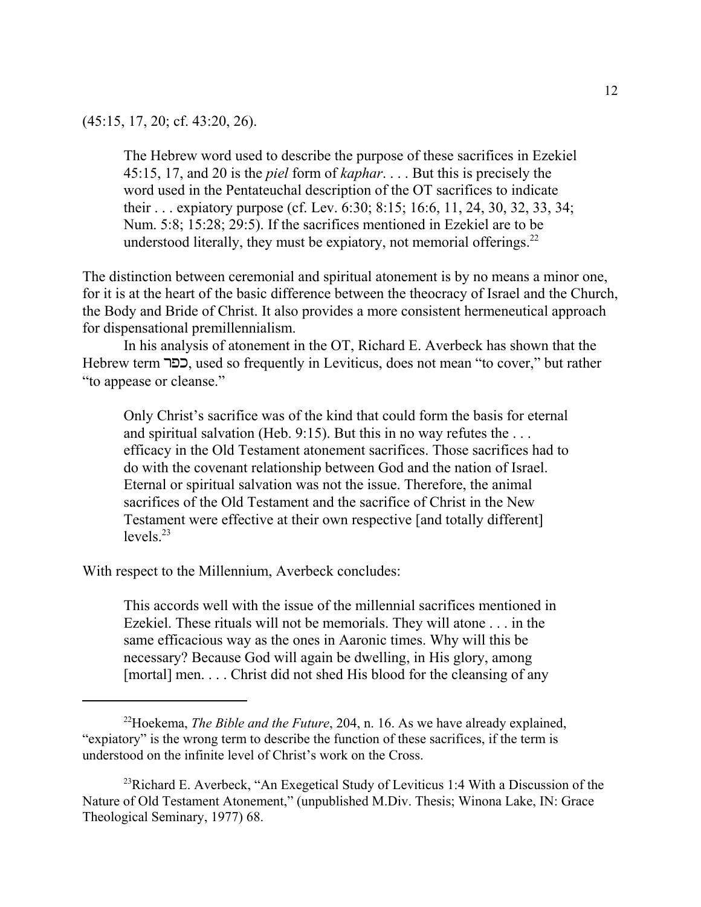(45:15, 17, 20; cf. 43:20, 26).

> The Hebrew word used to describe the purpose of these sacrifices in Ezekiel 45:15, 17, and 20 is the *piel* form of *kaphar*. . . . But this is precisely the word used in the Pentateuchal description of the OT sacrifices to indicate their . . . expiatory purpose (cf. Lev. 6:30; 8:15; 16:6, 11, 24, 30, 32, 33, 34; Num. 5:8; 15:28; 29:5). If the sacrifices mentioned in Ezekiel are to be understood literally, they must be expiatory, not memorial offerings.[22]

The distinction between ceremonial and spiritual atonement is by no means a minor one, for it is at the heart of the basic difference between the theocracy of Israel and the Church, the Body and Bride of Christ. It also provides a more consistent hermeneutical approach for dispensational premillennialism.

In his analysis of atonement in the OT, Richard E. Averbeck has shown that the Hebrew term כפר, used so frequently in Leviticus, does not mean "to cover," but rather "to appease or cleanse."

> Only Christ's sacrifice was of the kind that could form the basis for eternal and spiritual salvation (Heb. 9:15). But this in no way refutes the . . . efficacy in the Old Testament atonement sacrifices. Those sacrifices had to do with the covenant relationship between God and the nation of Israel. Eternal or spiritual salvation was not the issue. Therefore, the animal sacrifices of the Old Testament and the sacrifice of Christ in the New Testament were effective at their own respective [and totally different] levels.[23]

With respect to the Millennium, Averbeck concludes:

> This accords well with the issue of the millennial sacrifices mentioned in Ezekiel. These rituals will not be memorials. They will atone . . . in the same efficacious way as the ones in Aaronic times. Why will this be necessary? Because God will again be dwelling, in His glory, among [mortal] men. . . . Christ did not shed His blood for the cleansing of any

---

[22]Hoekema, *The Bible and the Future*, 204, n. 16. As we have already explained, "expiatory" is the wrong term to describe the function of these sacrifices, if the term is understood on the infinite level of Christ's work on the Cross.

[23]Richard E. Averbeck, "An Exegetical Study of Leviticus 1:4 With a Discussion of the Nature of Old Testament Atonement," (unpublished M.Div. Thesis; Winona Lake, IN: Grace Theological Seminary, 1977) 68.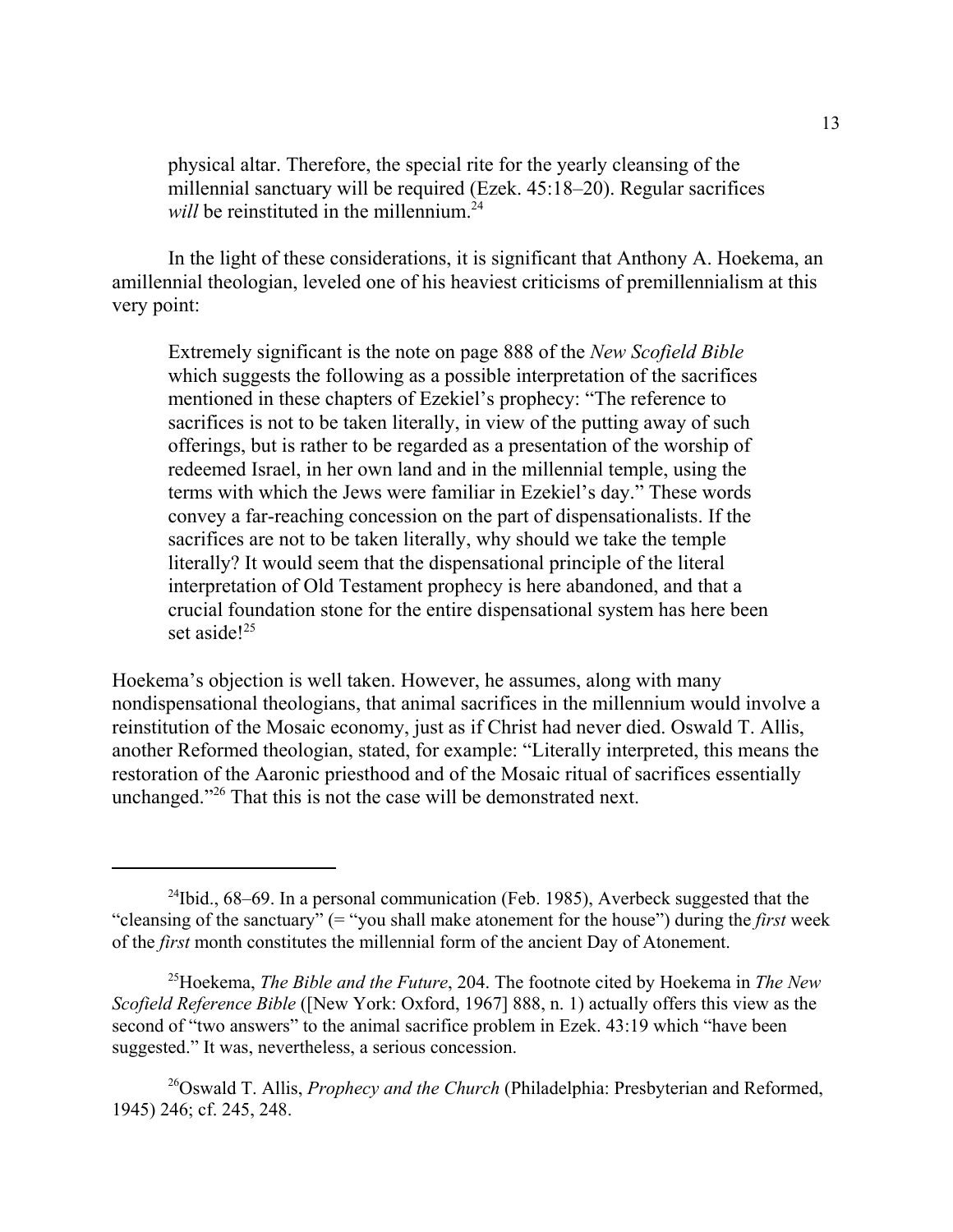> physical altar. Therefore, the special rite for the yearly cleansing of the millennial sanctuary will be required (Ezek. 45:18–20). Regular sacrifices *will* be reinstituted in the millennium.[24]

In the light of these considerations, it is significant that Anthony A. Hoekema, an amillennial theologian, leveled one of his heaviest criticisms of premillennialism at this very point:

> Extremely significant is the note on page 888 of the *New Scofield Bible* which suggests the following as a possible interpretation of the sacrifices mentioned in these chapters of Ezekiel's prophecy: "The reference to sacrifices is not to be taken literally, in view of the putting away of such offerings, but is rather to be regarded as a presentation of the worship of redeemed Israel, in her own land and in the millennial temple, using the terms with which the Jews were familiar in Ezekiel's day." These words convey a far-reaching concession on the part of dispensationalists. If the sacrifices are not to be taken literally, why should we take the temple literally? It would seem that the dispensational principle of the literal interpretation of Old Testament prophecy is here abandoned, and that a crucial foundation stone for the entire dispensational system has here been set aside![25]

Hoekema's objection is well taken. However, he assumes, along with many nondispensational theologians, that animal sacrifices in the millennium would involve a reinstitution of the Mosaic economy, just as if Christ had never died. Oswald T. Allis, another Reformed theologian, stated, for example: "Literally interpreted, this means the restoration of the Aaronic priesthood and of the Mosaic ritual of sacrifices essentially unchanged."[26] That this is not the case will be demonstrated next.

---

[24]Ibid., 68–69. In a personal communication (Feb. 1985), Averbeck suggested that the "cleansing of the sanctuary" (= "you shall make atonement for the house") during the *first* week of the *first* month constitutes the millennial form of the ancient Day of Atonement.

[25]Hoekema, *The Bible and the Future*, 204. The footnote cited by Hoekema in *The New Scofield Reference Bible* ([New York: Oxford, 1967] 888, n. 1) actually offers this view as the second of "two answers" to the animal sacrifice problem in Ezek. 43:19 which "have been suggested." It was, nevertheless, a serious concession.

[26]Oswald T. Allis, *Prophecy and the Church* (Philadelphia: Presbyterian and Reformed, 1945) 246; cf. 245, 248.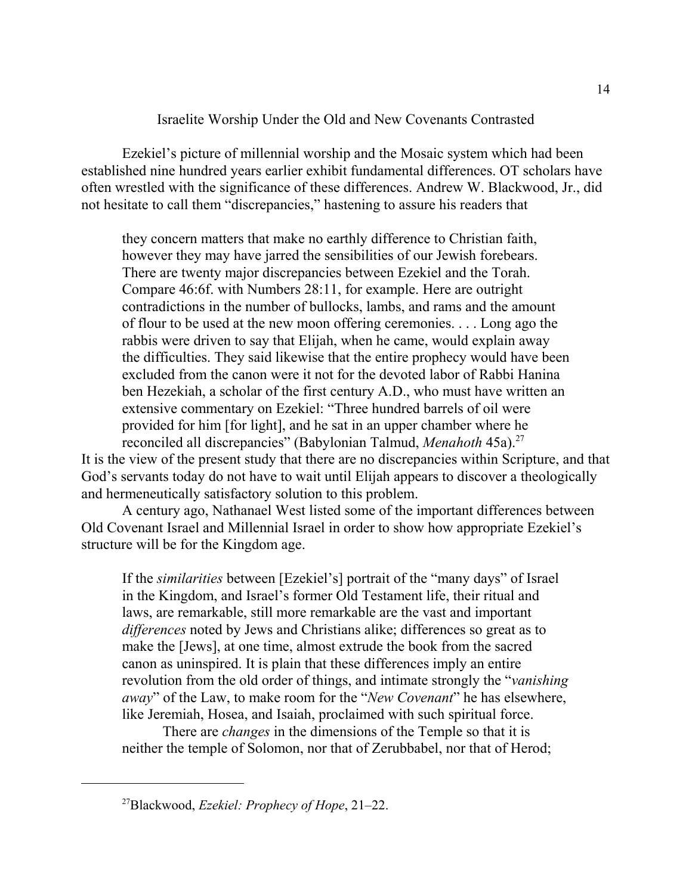## Israelite Worship Under the Old and New Covenants Contrasted

Ezekiel's picture of millennial worship and the Mosaic system which had been established nine hundred years earlier exhibit fundamental differences. OT scholars have often wrestled with the significance of these differences. Andrew W. Blackwood, Jr., did not hesitate to call them "discrepancies," hastening to assure his readers that

> they concern matters that make no earthly difference to Christian faith, however they may have jarred the sensibilities of our Jewish forebears. There are twenty major discrepancies between Ezekiel and the Torah. Compare 46:6f. with Numbers 28:11, for example. Here are outright contradictions in the number of bullocks, lambs, and rams and the amount of flour to be used at the new moon offering ceremonies. . . . Long ago the rabbis were driven to say that Elijah, when he came, would explain away the difficulties. They said likewise that the entire prophecy would have been excluded from the canon were it not for the devoted labor of Rabbi Hanina ben Hezekiah, a scholar of the first century A.D., who must have written an extensive commentary on Ezekiel: "Three hundred barrels of oil were provided for him [for light], and he sat in an upper chamber where he reconciled all discrepancies" (Babylonian Talmud, *Menahoth* 45a).[27]

It is the view of the present study that there are no discrepancies within Scripture, and that God's servants today do not have to wait until Elijah appears to discover a theologically and hermeneutically satisfactory solution to this problem.

A century ago, Nathanael West listed some of the important differences between Old Covenant Israel and Millennial Israel in order to show how appropriate Ezekiel's structure will be for the Kingdom age.

> If the *similarities* between [Ezekiel's] portrait of the "many days" of Israel in the Kingdom, and Israel's former Old Testament life, their ritual and laws, are remarkable, still more remarkable are the vast and important *differences* noted by Jews and Christians alike; differences so great as to make the [Jews], at one time, almost extrude the book from the sacred canon as uninspired. It is plain that these differences imply an entire revolution from the old order of things, and intimate strongly the "*vanishing away*" of the Law, to make room for the "*New Covenant*" he has elsewhere, like Jeremiah, Hosea, and Isaiah, proclaimed with such spiritual force.
>
> There are *changes* in the dimensions of the Temple so that it is neither the temple of Solomon, nor that of Zerubbabel, nor that of Herod;

[27] Blackwood, *Ezekiel: Prophecy of Hope*, 21–22.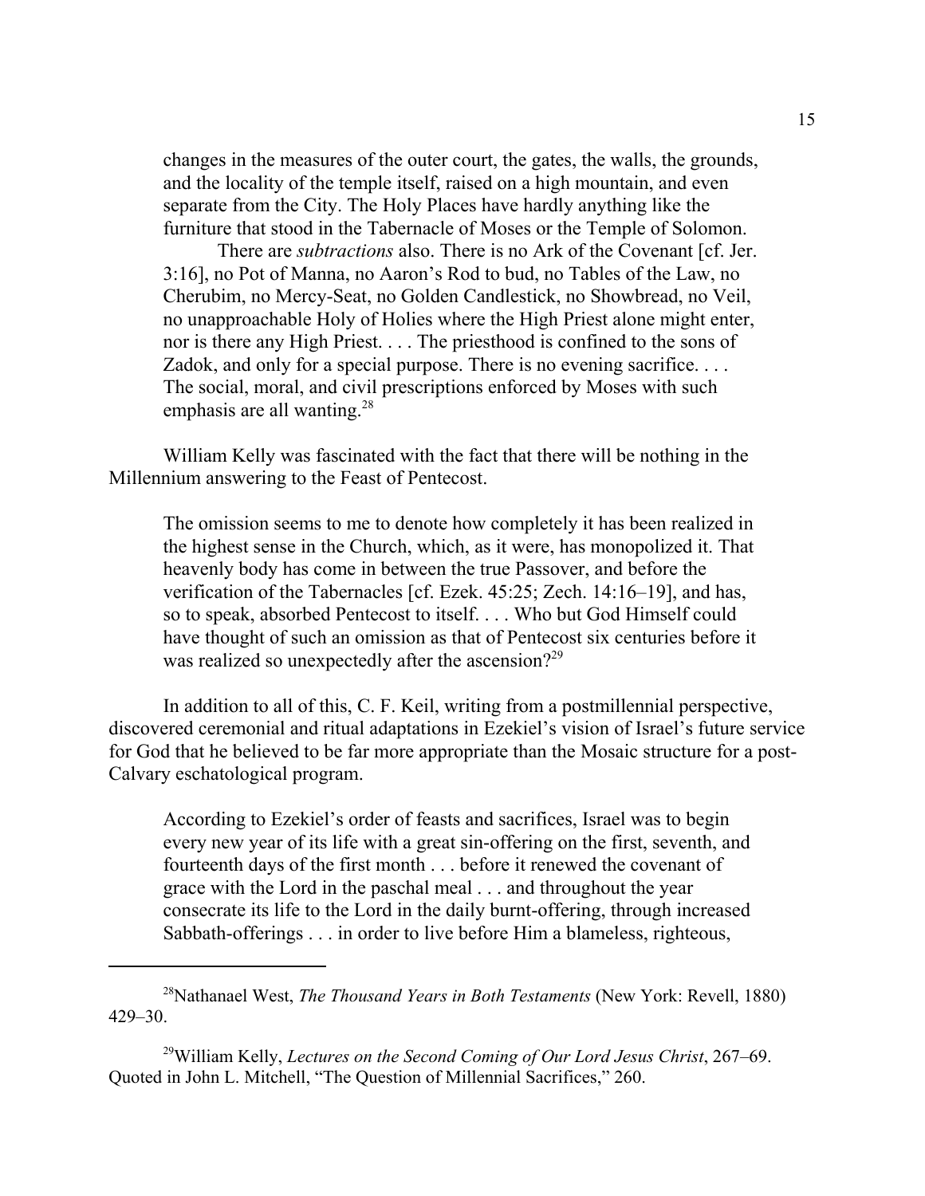> changes in the measures of the outer court, the gates, the walls, the grounds, and the locality of the temple itself, raised on a high mountain, and even separate from the City. The Holy Places have hardly anything like the furniture that stood in the Tabernacle of Moses or the Temple of Solomon.
>
> There are *subtractions* also. There is no Ark of the Covenant [cf. Jer. 3:16], no Pot of Manna, no Aaron's Rod to bud, no Tables of the Law, no Cherubim, no Mercy-Seat, no Golden Candlestick, no Showbread, no Veil, no unapproachable Holy of Holies where the High Priest alone might enter, nor is there any High Priest. . . . The priesthood is confined to the sons of Zadok, and only for a special purpose. There is no evening sacrifice. . . . The social, moral, and civil prescriptions enforced by Moses with such emphasis are all wanting.[28]

William Kelly was fascinated with the fact that there will be nothing in the Millennium answering to the Feast of Pentecost.

> The omission seems to me to denote how completely it has been realized in the highest sense in the Church, which, as it were, has monopolized it. That heavenly body has come in between the true Passover, and before the verification of the Tabernacles [cf. Ezek. 45:25; Zech. 14:16–19], and has, so to speak, absorbed Pentecost to itself. . . . Who but God Himself could have thought of such an omission as that of Pentecost six centuries before it was realized so unexpectedly after the ascension?[29]

In addition to all of this, C. F. Keil, writing from a postmillennial perspective, discovered ceremonial and ritual adaptations in Ezekiel's vision of Israel's future service for God that he believed to be far more appropriate than the Mosaic structure for a post-Calvary eschatological program.

> According to Ezekiel's order of feasts and sacrifices, Israel was to begin every new year of its life with a great sin-offering on the first, seventh, and fourteenth days of the first month . . . before it renewed the covenant of grace with the Lord in the paschal meal . . . and throughout the year consecrate its life to the Lord in the daily burnt-offering, through increased Sabbath-offerings . . . in order to live before Him a blameless, righteous,

---

[28]Nathanael West, *The Thousand Years in Both Testaments* (New York: Revell, 1880) 429–30.

[29]William Kelly, *Lectures on the Second Coming of Our Lord Jesus Christ*, 267–69. Quoted in John L. Mitchell, "The Question of Millennial Sacrifices," 260.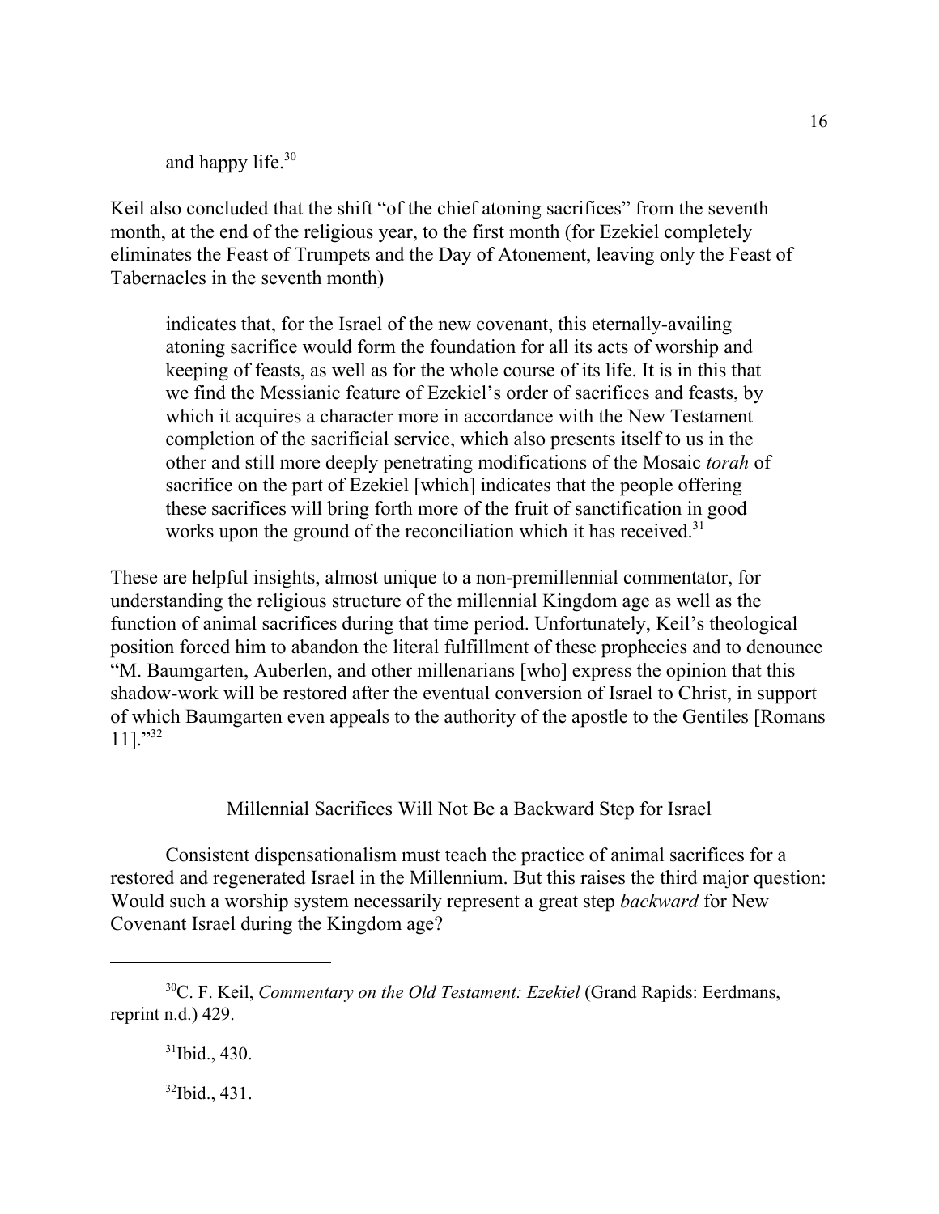> and happy life.[30]

Keil also concluded that the shift "of the chief atoning sacrifices" from the seventh month, at the end of the religious year, to the first month (for Ezekiel completely eliminates the Feast of Trumpets and the Day of Atonement, leaving only the Feast of Tabernacles in the seventh month)

> indicates that, for the Israel of the new covenant, this eternally-availing atoning sacrifice would form the foundation for all its acts of worship and keeping of feasts, as well as for the whole course of its life. It is in this that we find the Messianic feature of Ezekiel's order of sacrifices and feasts, by which it acquires a character more in accordance with the New Testament completion of the sacrificial service, which also presents itself to us in the other and still more deeply penetrating modifications of the Mosaic *torah* of sacrifice on the part of Ezekiel [which] indicates that the people offering these sacrifices will bring forth more of the fruit of sanctification in good works upon the ground of the reconciliation which it has received.[31]

These are helpful insights, almost unique to a non-premillennial commentator, for understanding the religious structure of the millennial Kingdom age as well as the function of animal sacrifices during that time period. Unfortunately, Keil's theological position forced him to abandon the literal fulfillment of these prophecies and to denounce "M. Baumgarten, Auberlen, and other millenarians [who] express the opinion that this shadow-work will be restored after the eventual conversion of Israel to Christ, in support of which Baumgarten even appeals to the authority of the apostle to the Gentiles [Romans 11]."[32]

## Millennial Sacrifices Will Not Be a Backward Step for Israel

Consistent dispensationalism must teach the practice of animal sacrifices for a restored and regenerated Israel in the Millennium. But this raises the third major question: Would such a worship system necessarily represent a great step *backward* for New Covenant Israel during the Kingdom age?

---

[30] C. F. Keil, *Commentary on the Old Testament: Ezekiel* (Grand Rapids: Eerdmans, reprint n.d.) 429.

[31] Ibid., 430.

[32] Ibid., 431.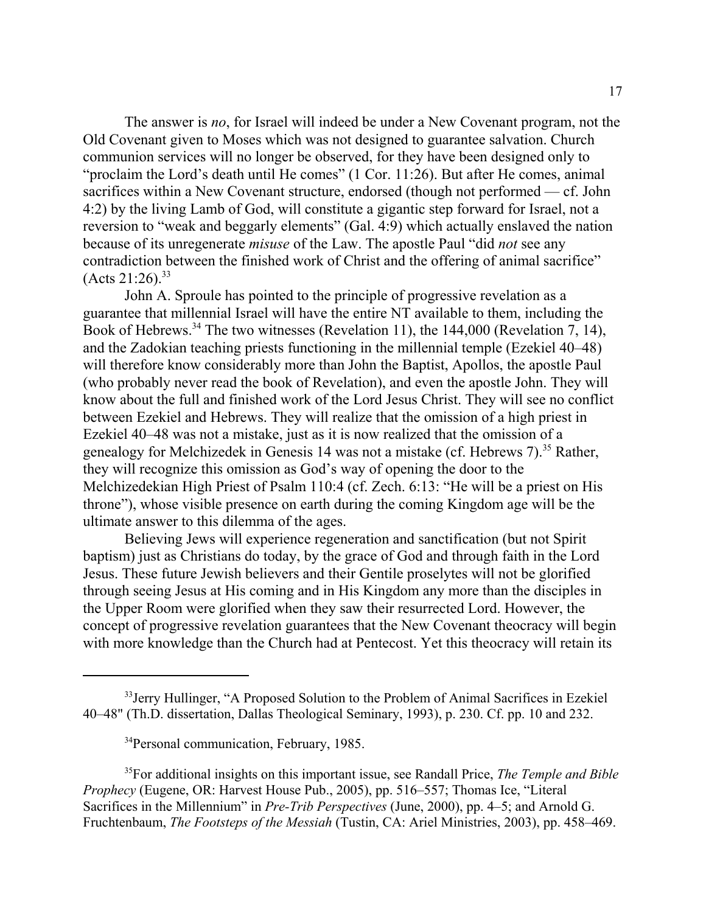The answer is *no*, for Israel will indeed be under a New Covenant program, not the Old Covenant given to Moses which was not designed to guarantee salvation. Church communion services will no longer be observed, for they have been designed only to "proclaim the Lord's death until He comes" (1 Cor. 11:26). But after He comes, animal sacrifices within a New Covenant structure, endorsed (though not performed — cf. John 4:2) by the living Lamb of God, will constitute a gigantic step forward for Israel, not a reversion to "weak and beggarly elements" (Gal. 4:9) which actually enslaved the nation because of its unregenerate *misuse* of the Law. The apostle Paul "did *not* see any contradiction between the finished work of Christ and the offering of animal sacrifice" (Acts 21:26).[33]

John A. Sproule has pointed to the principle of progressive revelation as a guarantee that millennial Israel will have the entire NT available to them, including the Book of Hebrews.[34] The two witnesses (Revelation 11), the 144,000 (Revelation 7, 14), and the Zadokian teaching priests functioning in the millennial temple (Ezekiel 40–48) will therefore know considerably more than John the Baptist, Apollos, the apostle Paul (who probably never read the book of Revelation), and even the apostle John. They will know about the full and finished work of the Lord Jesus Christ. They will see no conflict between Ezekiel and Hebrews. They will realize that the omission of a high priest in Ezekiel 40–48 was not a mistake, just as it is now realized that the omission of a genealogy for Melchizedek in Genesis 14 was not a mistake (cf. Hebrews 7).[35] Rather, they will recognize this omission as God's way of opening the door to the Melchizedekian High Priest of Psalm 110:4 (cf. Zech. 6:13: "He will be a priest on His throne"), whose visible presence on earth during the coming Kingdom age will be the ultimate answer to this dilemma of the ages.

Believing Jews will experience regeneration and sanctification (but not Spirit baptism) just as Christians do today, by the grace of God and through faith in the Lord Jesus. These future Jewish believers and their Gentile proselytes will not be glorified through seeing Jesus at His coming and in His Kingdom any more than the disciples in the Upper Room were glorified when they saw their resurrected Lord. However, the concept of progressive revelation guarantees that the New Covenant theocracy will begin with more knowledge than the Church had at Pentecost. Yet this theocracy will retain its

---

[33]Jerry Hullinger, "A Proposed Solution to the Problem of Animal Sacrifices in Ezekiel 40–48" (Th.D. dissertation, Dallas Theological Seminary, 1993), p. 230. Cf. pp. 10 and 232.

[34]Personal communication, February, 1985.

[35]For additional insights on this important issue, see Randall Price, *The Temple and Bible Prophecy* (Eugene, OR: Harvest House Pub., 2005), pp. 516–557; Thomas Ice, "Literal Sacrifices in the Millennium" in *Pre-Trib Perspectives* (June, 2000), pp. 4–5; and Arnold G. Fruchtenbaum, *The Footsteps of the Messiah* (Tustin, CA: Ariel Ministries, 2003), pp. 458–469.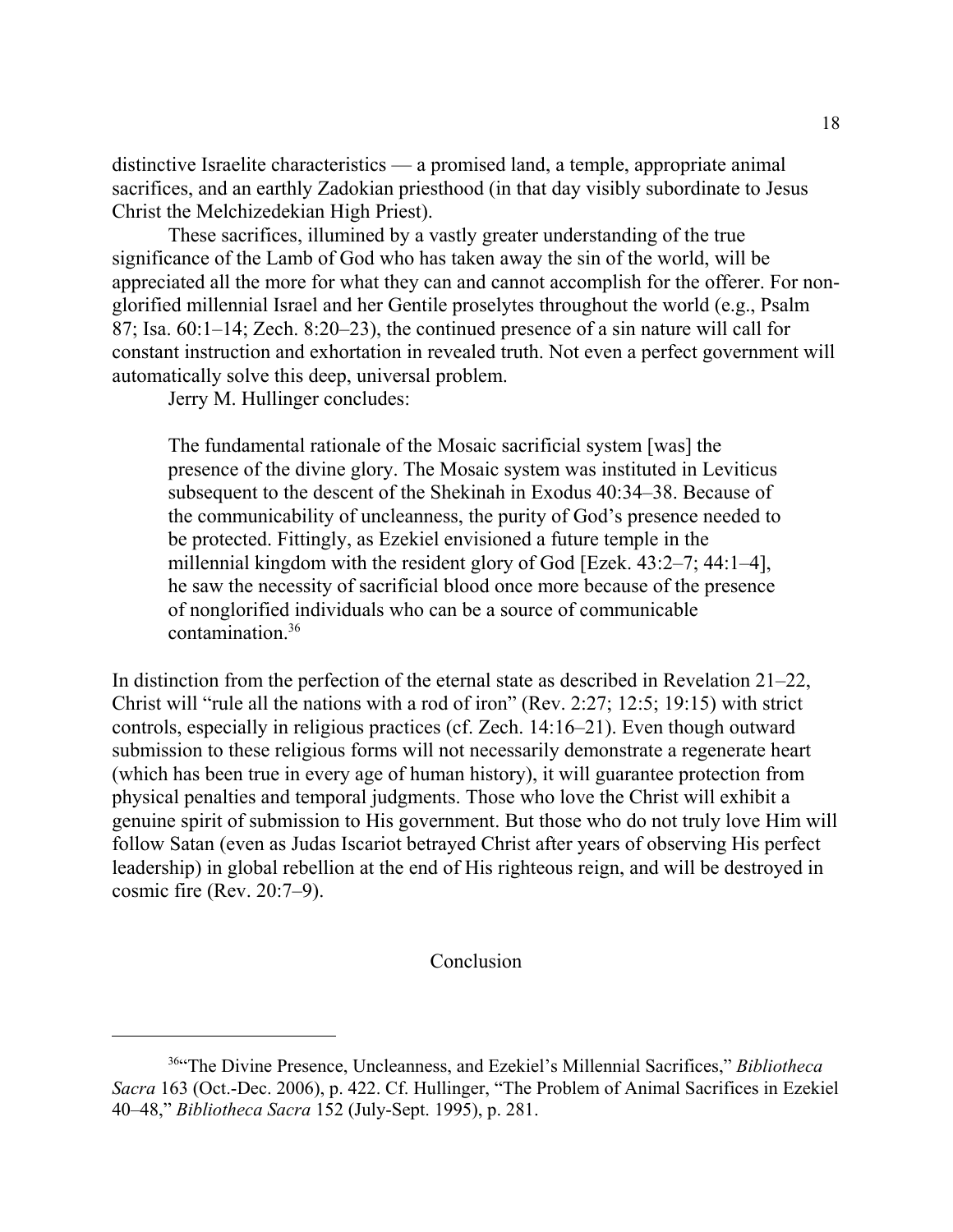distinctive Israelite characteristics — a promised land, a temple, appropriate animal sacrifices, and an earthly Zadokian priesthood (in that day visibly subordinate to Jesus Christ the Melchizedekian High Priest).

These sacrifices, illumined by a vastly greater understanding of the true significance of the Lamb of God who has taken away the sin of the world, will be appreciated all the more for what they can and cannot accomplish for the offerer. For non-glorified millennial Israel and her Gentile proselytes throughout the world (e.g., Psalm 87; Isa. 60:1–14; Zech. 8:20–23), the continued presence of a sin nature will call for constant instruction and exhortation in revealed truth. Not even a perfect government will automatically solve this deep, universal problem.

Jerry M. Hullinger concludes:

> The fundamental rationale of the Mosaic sacrificial system [was] the presence of the divine glory. The Mosaic system was instituted in Leviticus subsequent to the descent of the Shekinah in Exodus 40:34–38. Because of the communicability of uncleanness, the purity of God's presence needed to be protected. Fittingly, as Ezekiel envisioned a future temple in the millennial kingdom with the resident glory of God [Ezek. 43:2–7; 44:1–4], he saw the necessity of sacrificial blood once more because of the presence of nonglorified individuals who can be a source of communicable contamination.[36]

In distinction from the perfection of the eternal state as described in Revelation 21–22, Christ will "rule all the nations with a rod of iron" (Rev. 2:27; 12:5; 19:15) with strict controls, especially in religious practices (cf. Zech. 14:16–21). Even though outward submission to these religious forms will not necessarily demonstrate a regenerate heart (which has been true in every age of human history), it will guarantee protection from physical penalties and temporal judgments. Those who love the Christ will exhibit a genuine spirit of submission to His government. But those who do not truly love Him will follow Satan (even as Judas Iscariot betrayed Christ after years of observing His perfect leadership) in global rebellion at the end of His righteous reign, and will be destroyed in cosmic fire (Rev. 20:7–9).

## Conclusion

---

[36] "The Divine Presence, Uncleanness, and Ezekiel's Millennial Sacrifices," *Bibliotheca Sacra* 163 (Oct.-Dec. 2006), p. 422. Cf. Hullinger, "The Problem of Animal Sacrifices in Ezekiel 40–48," *Bibliotheca Sacra* 152 (July-Sept. 1995), p. 281.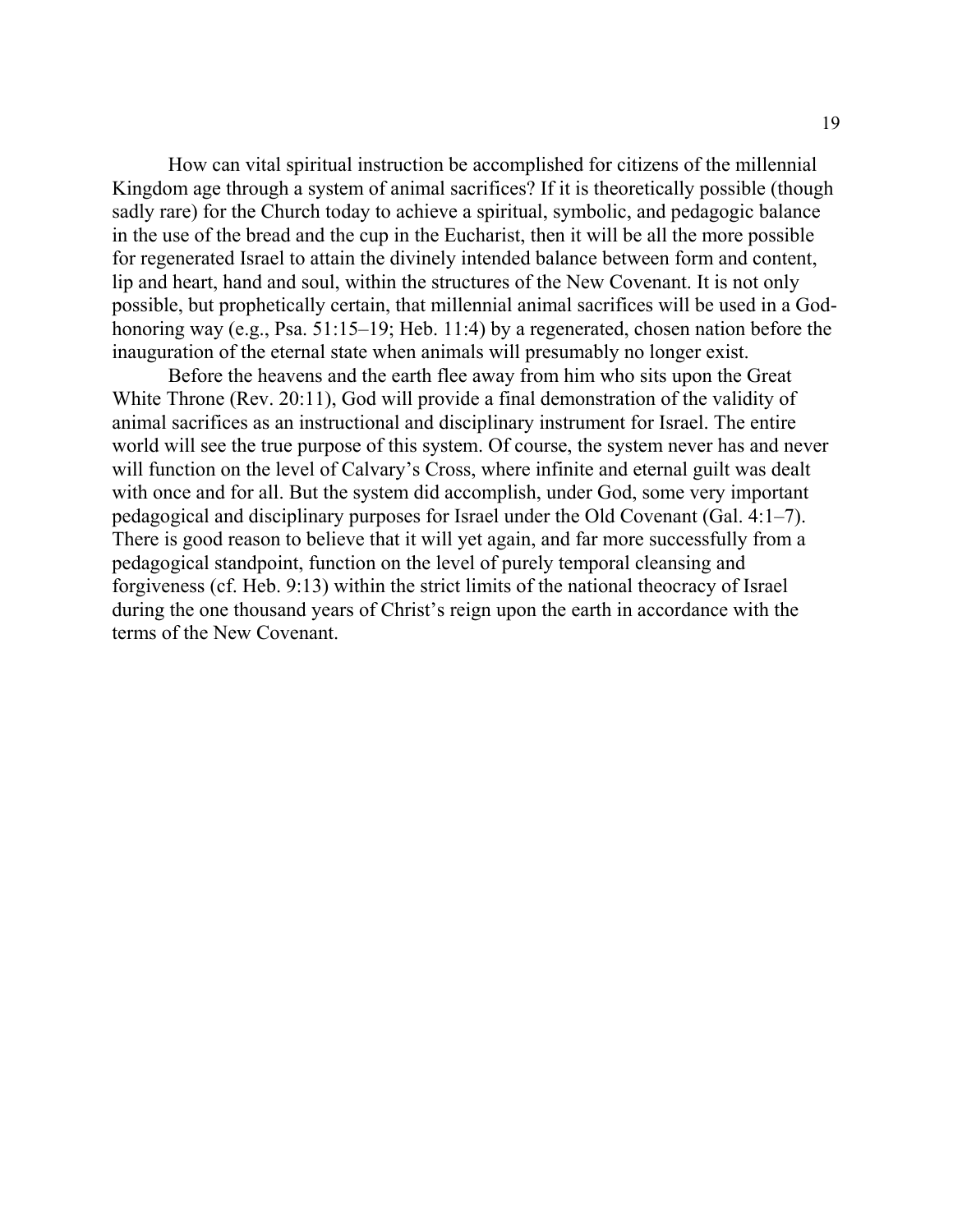How can vital spiritual instruction be accomplished for citizens of the millennial Kingdom age through a system of animal sacrifices? If it is theoretically possible (though sadly rare) for the Church today to achieve a spiritual, symbolic, and pedagogic balance in the use of the bread and the cup in the Eucharist, then it will be all the more possible for regenerated Israel to attain the divinely intended balance between form and content, lip and heart, hand and soul, within the structures of the New Covenant. It is not only possible, but prophetically certain, that millennial animal sacrifices will be used in a God-honoring way (e.g., Psa. 51:15–19; Heb. 11:4) by a regenerated, chosen nation before the inauguration of the eternal state when animals will presumably no longer exist.

Before the heavens and the earth flee away from him who sits upon the Great White Throne (Rev. 20:11), God will provide a final demonstration of the validity of animal sacrifices as an instructional and disciplinary instrument for Israel. The entire world will see the true purpose of this system. Of course, the system never has and never will function on the level of Calvary's Cross, where infinite and eternal guilt was dealt with once and for all. But the system did accomplish, under God, some very important pedagogical and disciplinary purposes for Israel under the Old Covenant (Gal. 4:1–7). There is good reason to believe that it will yet again, and far more successfully from a pedagogical standpoint, function on the level of purely temporal cleansing and forgiveness (cf. Heb. 9:13) within the strict limits of the national theocracy of Israel during the one thousand years of Christ's reign upon the earth in accordance with the terms of the New Covenant.